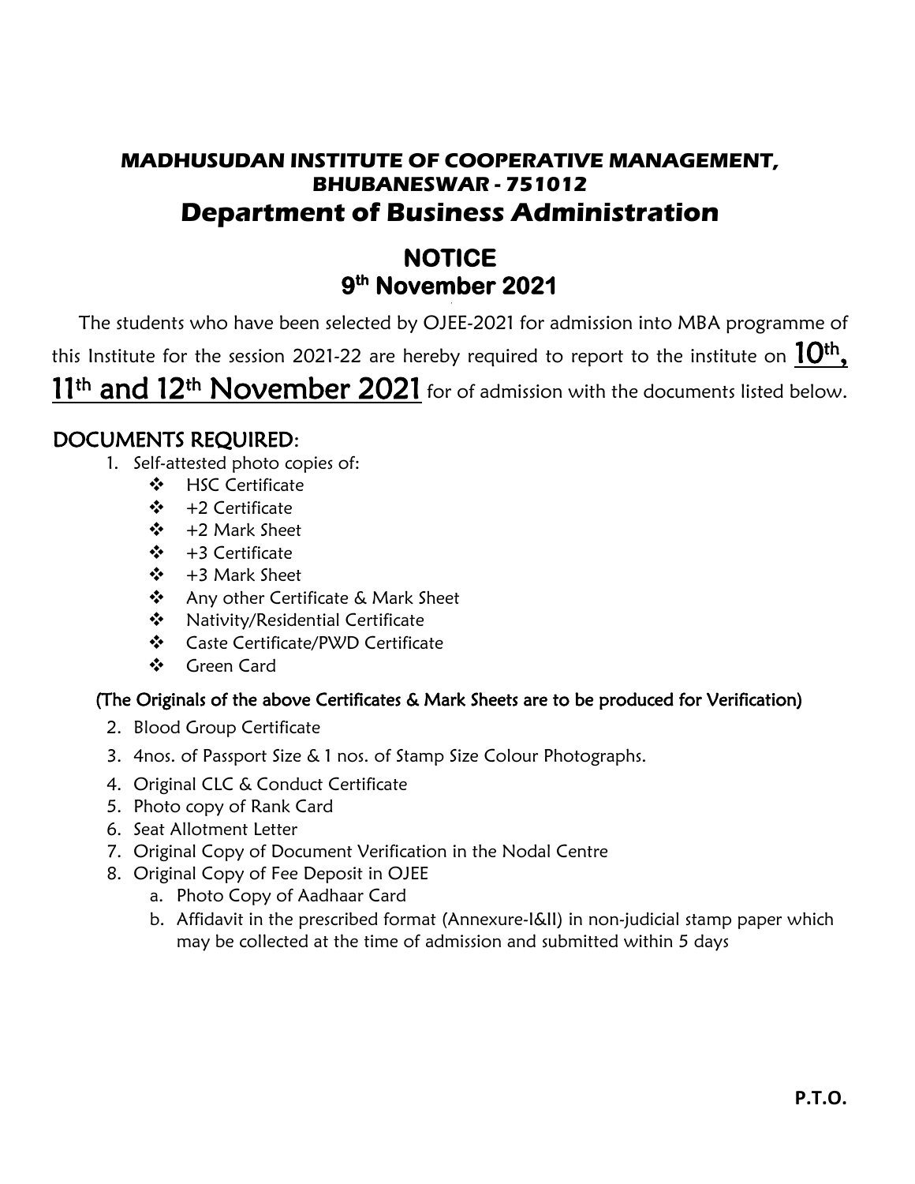# MADHUSUDAN INSTITUTE OF COOPERATIVE MANAGEMENT, BHUBANESWAR - 751012

## Department of Business Administration

## NOTICE

## 9th November 2021

The students who have been selected by OJEE-2021 for admission into MBA programme of this Institute for the session 2021-22 are hereby required to report to the institute on **10th, 11th and 12th November 2021** for of admission with the documents listed below.

### DOCUMENTS REQUIRED:

1. Self-attested photo copies of:
    - HSC Certificate
    - +2 Certificate
    - +2 Mark Sheet
    - +3 Certificate
    - +3 Mark Sheet
    - Any other Certificate & Mark Sheet
    - Nativity/Residential Certificate
    - Caste Certificate/PWD Certificate
    - Green Card

    (The Originals of the above Certificates & Mark Sheets are to be produced for Verification)

2. Blood Group Certificate
3. 4nos. of Passport Size & 1 nos. of Stamp Size Colour Photographs.
4. Original CLC & Conduct Certificate
5. Photo copy of Rank Card
6. Seat Allotment Letter
7. Original Copy of Document Verification in the Nodal Centre
8. Original Copy of Fee Deposit in OJEE
    a. Photo Copy of Aadhaar Card
    b. Affidavit in the prescribed format (Annexure-I&II) in non-judicial stamp paper which may be collected at the time of admission and submitted within 5 days

**P.T.O.**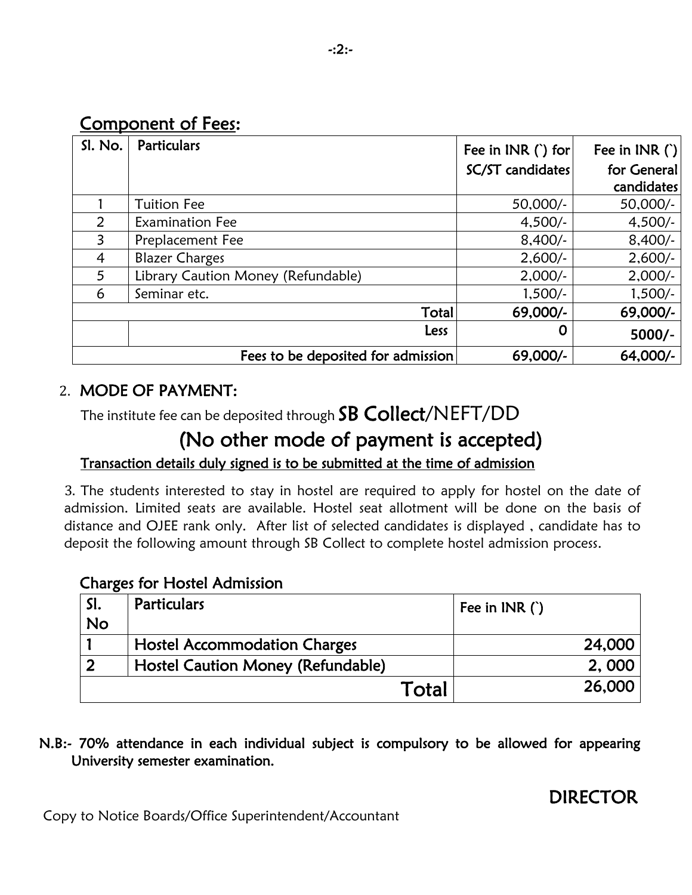## Component of Fees:

| Sl. No. | Particulars | Fee in INR (`) for SC/ST candidates | Fee in INR (`) for General candidates |
|---|---|---|---|
| 1 | Tuition Fee | 50,000/- | 50,000/- |
| 2 | Examination Fee | 4,500/- | 4,500/- |
| 3 | Preplacement Fee | 8,400/- | 8,400/- |
| 4 | Blazer Charges | 2,600/- | 2,600/- |
| 5 | Library Caution Money (Refundable) | 2,000/- | 2,000/- |
| 6 | Seminar etc. | 1,500/- | 1,500/- |
| | **Total** | **69,000/-** | **69,000/-** |
| | **Less** | **0** | **5000/-** |
| | **Fees to be deposited for admission** | **69,000/-** | **64,000/-** |

2. **MODE OF PAYMENT:**

The institute fee can be deposited through **SB Collect**/NEFT/DD

**(No other mode of payment is accepted)**

**Transaction details duly signed is to be submitted at the time of admission**

3. The students interested to stay in hostel are required to apply for hostel on the date of admission. Limited seats are available. Hostel seat allotment will be done on the basis of distance and OJEE rank only. After list of selected candidates is displayed , candidate has to deposit the following amount through SB Collect to complete hostel admission process.

### Charges for Hostel Admission

| Sl. No | Particulars | Fee in INR (`) |
|---|---|---|
| 1 | **Hostel Accommodation Charges** | **24,000** |
| 2 | **Hostel Caution Money (Refundable)** | **2, 000** |
| | **Total** | **26,000** |

**N.B:- 70% attendance in each individual subject is compulsory to be allowed for appearing University semester examination.**

**DIRECTOR**

Copy to Notice Boards/Office Superintendent/Accountant